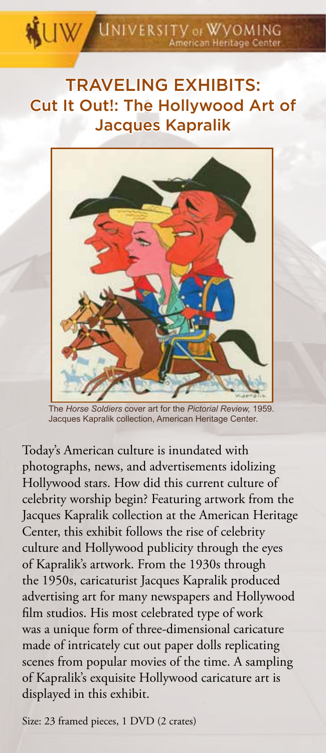UW UNIVERSITY of WYOMING
American Heritage Center

# TRAVELING EXHIBITS: Cut It Out!: The Hollywood Art of Jacques Kapralik

The *Horse Soldiers* cover art for the *Pictorial Review,* 1959. Jacques Kapralik collection, American Heritage Center.

Today's American culture is inundated with photographs, news, and advertisements idolizing Hollywood stars. How did this current culture of celebrity worship begin? Featuring artwork from the Jacques Kapralik collection at the American Heritage Center, this exhibit follows the rise of celebrity culture and Hollywood publicity through the eyes of Kapralik's artwork. From the 1930s through the 1950s, caricaturist Jacques Kapralik produced advertising art for many newspapers and Hollywood film studios. His most celebrated type of work was a unique form of three-dimensional caricature made of intricately cut out paper dolls replicating scenes from popular movies of the time. A sampling of Kapralik's exquisite Hollywood caricature art is displayed in this exhibit.

Size: 23 framed pieces, 1 DVD (2 crates)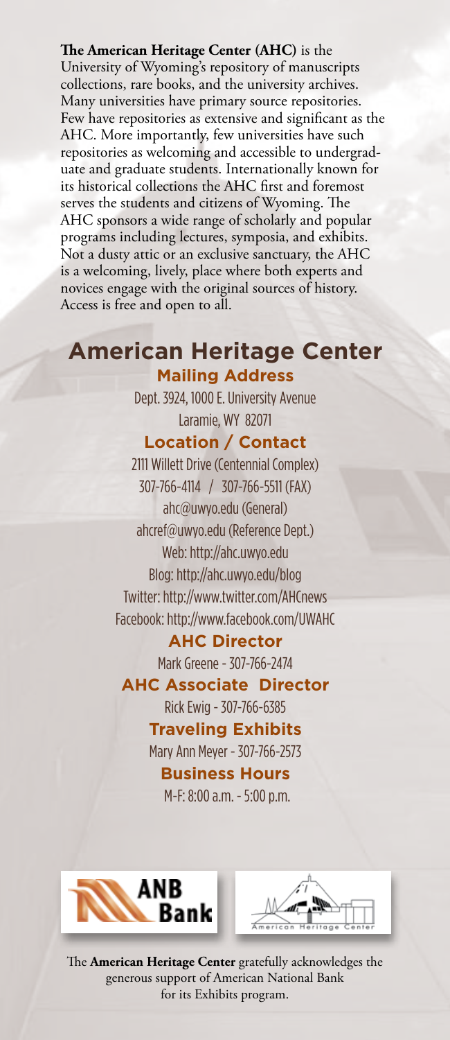**The American Heritage Center (AHC)** is the University of Wyoming's repository of manuscripts collections, rare books, and the university archives. Many universities have primary source repositories. Few have repositories as extensive and significant as the AHC. More importantly, few universities have such repositories as welcoming and accessible to undergraduate and graduate students. Internationally known for its historical collections the AHC first and foremost serves the students and citizens of Wyoming. The AHC sponsors a wide range of scholarly and popular programs including lectures, symposia, and exhibits. Not a dusty attic or an exclusive sanctuary, the AHC is a welcoming, lively, place where both experts and novices engage with the original sources of history. Access is free and open to all.

# American Heritage Center

## Mailing Address

Dept. 3924, 1000 E. University Avenue
Laramie, WY 82071

## Location / Contact

2111 Willett Drive (Centennial Complex)
307-766-4114 / 307-766-5511 (FAX)
ahc@uwyo.edu (General)
ahcref@uwyo.edu (Reference Dept.)
Web: http://ahc.uwyo.edu
Blog: http://ahc.uwyo.edu/blog
Twitter: http://www.twitter.com/AHCnews
Facebook: http://www.facebook.com/UWAHC

## AHC Director

Mark Greene - 307-766-2474

## AHC Associate Director

Rick Ewig - 307-766-6385

## Traveling Exhibits

Mary Ann Meyer - 307-766-2573

## Business Hours

M-F: 8:00 a.m. - 5:00 p.m.

ANB Bank

American Heritage Center

The **American Heritage Center** gratefully acknowledges the generous support of American National Bank for its Exhibits program.